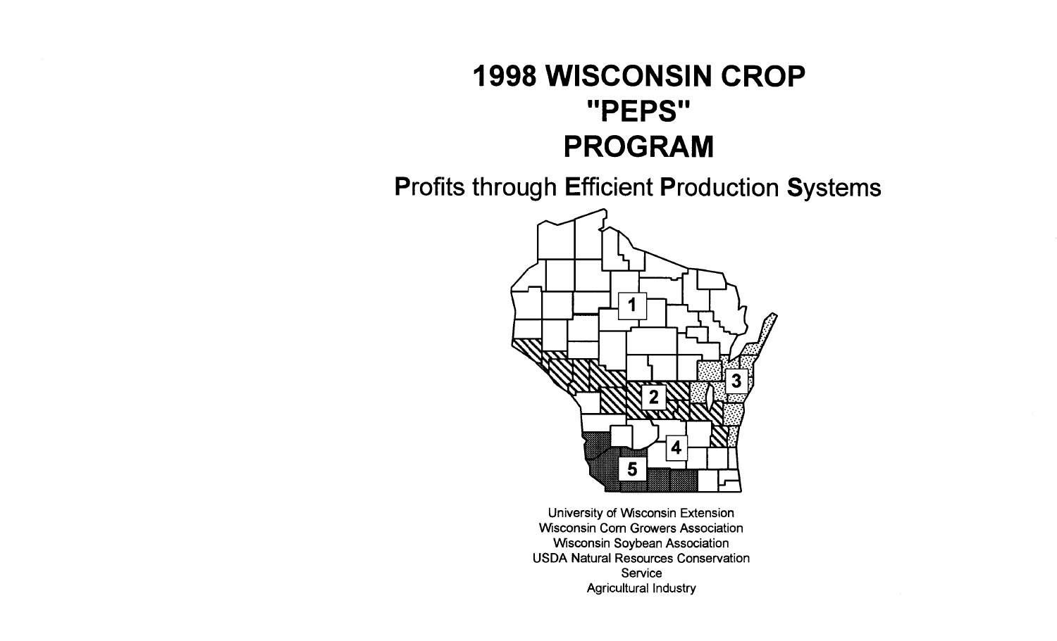# 1998 WISCONSIN CROP "PEPS" PROGRAM

## **P**rofits through **E**fficient **P**roduction **S**ystems

1

2

3

4

5

University of Wisconsin Extension
Wisconsin Corn Growers Association
Wisconsin Soybean Association
USDA Natural Resources Conservation Service
Agricultural Industry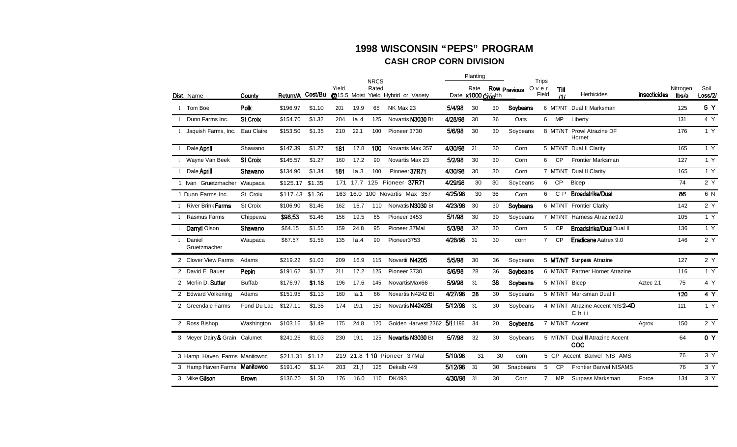## 1998 WISCONSIN "PEPS" PROGRAM

### CASH CROP CORN DIVISION

| Dist. | Name | County | Return/A | Cost/Bu | Yield @15.5 | Moist | NRCS Rated Yield | Hybrid or Variety | Planting Date | Rate x1000 | Row Width | Previous Crop | Trips Over Field | Till /1/ | Herbicides | Insecticides | Nitrogen lbs/a | Soil Loss/2/ |
|---|---|---|---|---|---|---|---|---|---|---|---|---|---|---|---|---|---|---|
| 1 | Tom Boe | Polk | $196.97 | $1.10 | 201 | 19.9 | 65 | NK Max 23 | 5/4/98 | 30 | 30 | Soybeans | 6 | MT/NT | Dual II Marksman | | 125 | 5 Y |
| 1 | Dunn Farms Inc. | St.Croix | $154.70 | $1.32 | 204 | la.4 | 125 | Novartis N3030 Bt | 4/28/98 | 30 | 36 | Oats | 6 | MP | Liberty | | 131 | 4 Y |
| 1 | Jaquish Farms, Inc. | Eau Claire | $153.50 | $1.35 | 210 | 22.1 | 100 | Pioneer 3730 | 5/6/98 | 30 | 30 | Soybeans | 8 | MT/NT | Prowl Atrazine DF Hornet | | 176 | 1 Y |
| 1 | Dale Aprill | Shawano | $147.39 | $1.27 | 181 | 17.8 | 100 | Novartis Max 357 | 4/30/98 | 31 | 30 | Corn | 5 | MT/NT | Dual II Clarity | | 165 | 1 Y |
| 1 | Wayne Van Beek | St.Croix | $145.57 | $1.27 | 160 | 17.2 | 90 | Novartis Max 23 | 5/2/98 | 30 | 30 | Corn | 6 | CP | Frontier Marksman | | 127 | 1 Y |
| 1 | Dale Aprill | Shawano | $134.90 | $1.34 | 181 | la.3 | 100 | Pioneer 37R71 | 4/30/98 | 30 | 30 | Corn | 7 | MT/NT | Dual II Clarity | | 165 | 1 Y |
| 1 | Ivan Gruetzmacher | Waupaca | $125.17 | $1.35 | 171 | 17.7 | 125 | Pioneer 37R71 | 4/29/98 | 30 | 30 | Soybeans | 6 | CP | Bicep | | 74 | 2 Y |
| 1 | Dunn Farms Inc. | St. Croix | $117.43 | $1.36 | 163 | 16.0 | 100 | Novartis Max 357 | 4/25/98 | 30 | 36 | Corn | 6 | CP | Broadstrike/Dual | | 86 | 6 N |
| 1 | River Brink Farms | St Croix | $106.90 | $1.46 | 162 | 16.7 | 110 | Norvatis N3030 Bt | 4/23/98 | 30 | 30 | Soybeans | 6 | MT/NT | Frontier Clarity | | 142 | 2 Y |
| 1 | Rasmus Farms | Chippewa | $98.53 | $1.46 | 156 | 19.5 | 65 | Pioneer 3453 | 5/1/98 | 30 | 30 | Soybeans | 7 | MT/NT | Harness Atrazine 9.0 | | 105 | 1 Y |
| 1 | Darryl Olson | Shawano | $64.15 | $1.55 | 159 | 24.8 | 95 | Pioneer 37Mal | 5/3/98 | 32 | 30 | Corn | 5 | CP | Broadstrike/Dual Dual II | | 136 | 1 Y |
| 1 | Daniel Gruetzmacher | Waupaca | $67.57 | $1.56 | 135 | la.4 | 90 | Pioneer3753 | 4/28/98 | 31 | 30 | corn | 7 | CP | Eradicane Aatrex 9.0 | | 146 | 2 Y |
| 2 | Clover View Farms | Adams | $219.22 | $1.03 | 209 | 16.9 | 115 | Novartii N4205 | 5/5/98 | 30 | 36 | Soybeans | 5 | MT/NT | Surpass Atrazine | | 127 | 2 Y |
| 2 | David E. Bauer | Pepin | $191.62 | $1.17 | 211 | 17.2 | 125 | Pioneer 3730 | 5/6/98 | 28 | 36 | Soybeans | 6 | MT/NT | Partner Hornet Atrazine | | 116 | 1 Y |
| 2 | Merlin D. Sutter | Buffab | $176.97 | $1.18 | 196 | 17.6 | 145 | NovartisMax66 | 5/9/98 | 31 | 38 | Soybeans | 5 | MT/NT | Bicep | Aztec 2.1 | 75 | 4 Y |
| 2 | Edward Volkening | Adams | $151.95 | $1.13 | 160 | la.1 | 66 | Novartis N4242 Bt | 4/27/98 | 28 | 30 | Soybeans | 5 | MT/NT | Marksman Dual II | | 120 | 4 Y |
| 2 | Greendale Farms | Fond Du Lac | $127.11 | $1.35 | 174 | 19.1 | 150 | Novartis N4242Bt | 5/12/98 | 31 | 30 | Soybeans | 4 | MT/NT | Atrazine Accent NIS 2-4D Chii | | 111 | 1 Y |
| 2 | Ross Bishop | Washington | $103.16 | $1.49 | 175 | 24.8 | 120 | Golden Harvest 2362 | 5/11196 | 34 | 20 | Soybeans | 7 | MT/NT | Accent | Agrox | 150 | 2 Y |
| 3 | Meyer Dairy & Grain | Calumet | $241.26 | $1.03 | 230 | 19.1 | 125 | Novartis N3030 Bt | 5/7/98 | 32 | 30 | Soybeans | 5 | MT/NT | Dual II Atrazine Accent COC | | 64 | 0 Y |
| 3 | Hamp Haven Farms | Manitowoc | $211.31 | $1.12 | 219 | 21.8 | 110 | Pioneer 37Mal | 5/10/98 | 31 | 30 | corn | 5 | CP | Accent Banvel NIS AMS | | 76 | 3 Y |
| 3 | Hamp Haven Farms | Manitowoc | $191.40 | $1.14 | 203 | 21.1 | 125 | Dekalb 449 | 5/12/98 | 31 | 30 | Snapbeans | 5 | CP | Frontier Banvel NISAMS | | 76 | 3 Y |
| 3 | Mike Gilson | Brown | $136.70 | $1.30 | 176 | 16.0 | 110 | DK493 | 4/30/98 | 31 | 30 | Corn | 7 | MP | Surpass Marksman | Force | 134 | 3 Y |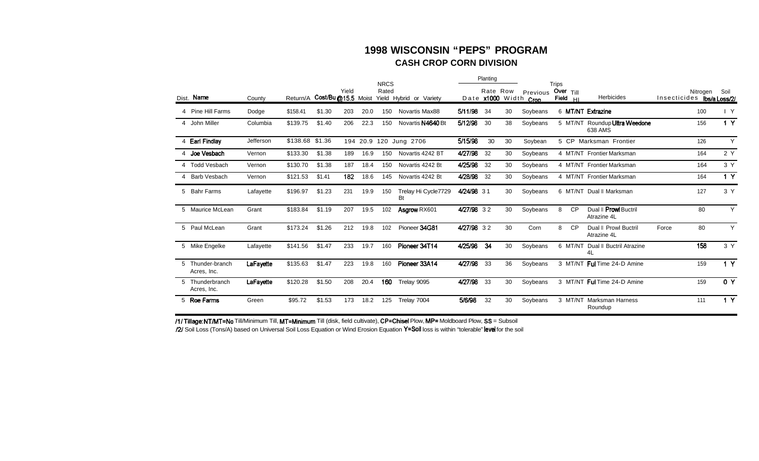# 1998 WISCONSIN "PEPS" PROGRAM

## CASH CROP CORN DIVISION

| Dist. | Name | County | Return/A | Cost/Bu | Yield @15.5 Moist | | NRCS Rated Yield | Hybrid or Variety | Planting Date | Planting Rate x1000 | Planting Row Width | Previous Crop | Trips Over Field | Till /1/ | Herbicides | Insecticides | Nitrogen lbs/a | Soil Loss/2/ |
|---|---|---|---|---|---|---|---|---|---|---|---|---|---|---|---|---|---|---|
| 4 | Pine Hill Farms | Dodge | $158.41 | $1.30 | 203 | 20.0 | 150 | Novartis Max88 | 5/11/98 | 34 | 30 | Soybeans | 6 | MT/NT | Extrazine | | 100 | I Y |
| 4 | John Miller | Columbia | $139.75 | $1.40 | 206 | 22.3 | 150 | Novartis N4640 Bt | 5/12/98 | 30 | 38 | Soybeans | 5 | MT/NT | Roundup Ultra Weedone 638 AMS | | 156 | 1 Y |
| 4 | Earl Findlay | Jefferson | $138.68 | $1.36 | 194 | 20.9 | 120 | Jung 2706 | 5/15/98 | 30 | 30 | Soybean | 5 | CP | Marksman Frontier | | 126 | Y |
| 4 | Joe Vesbach | Vernon | $133.30 | $1.38 | 189 | 16.9 | 150 | Novartis 4242 BT | 4/27/98 | 32 | 30 | Soybeans | 4 | MT/NT | Frontier Marksman | | 164 | 2 Y |
| 4 | Todd Vesbach | Vernon | $130.70 | $1.38 | 187 | 18.4 | 150 | Novartis 4242 Bt | 4/25/98 | 32 | 30 | Soybeans | 4 | MT/NT | Frontier Marksman | | 164 | 3 Y |
| 4 | Barb Vesbach | Vernon | $121.53 | $1.41 | 182 | 18.6 | 145 | Novartis 4242 Bt | 4/28/98 | 32 | 30 | Soybeans | 4 | MT/NT | Frontier Marksman | | 164 | 1 Y |
| 5 | Bahr Farms | Lafayette | $196.97 | $1.23 | 231 | 19.9 | 150 | Trelay Hi Cycle7729 Bt | 4/24/98 | 31 | 30 | Soybeans | 6 | MT/NT | Dual II Marksman | | 127 | 3 Y |
| 5 | Maurice McLean | Grant | $183.84 | $1.19 | 207 | 19.5 | 102 | Asgrow RX601 | 4/27/98 | 32 | 30 | Soybeans | 8 | CP | Dual II Prowl Buctril Atrazine 4L | | 80 | Y |
| 5 | Paul McLean | Grant | $173.24 | $1.26 | 212 | 19.8 | 102 | Pioneer 34G81 | 4/27/98 | 32 | 30 | Corn | 8 | CP | Dual II Prowl Buctril Atrazine 4L | Force | 80 | Y |
| 5 | Mike Engelke | Lafayette | $141.56 | $1.47 | 233 | 19.7 | 160 | Pioneer 34T14 | 4/25/98 | 34 | 30 | Soybeans | 6 | MT/NT | Dual II Buctril Atrazine 4L | | 158 | 3 Y |
| 5 | Thunder-branch Acres, Inc. | LaFayette | $135.63 | $1.47 | 223 | 19.8 | 160 | Pioneer 33A14 | 4/27/98 | 33 | 36 | Soybeans | 3 | MT/NT | Ful Time 24-D Amine | | 159 | 1 Y |
| 5 | Thunderbranch Acres, Inc. | LaFayette | $120.28 | $1.50 | 208 | 20.4 | 160 | Trelay 9095 | 4/27/98 | 33 | 30 | Soybeans | 3 | MT/NT | Ful Time 24-D Amine | | 159 | 0 Y |
| 5 | Roe Farms | Green | $95.72 | $1.53 | 173 | 18.2 | 125 | Trelay 7004 | 5/6/98 | 32 | 30 | Soybeans | 3 | MT/NT | Marksman Harness Roundup | | 111 | 1 Y |

/1/ Tillage: NT/MT=No Till/Minimum Till, MT=Minimum Till (disk, field cultivate), CP=Chisel Plow, MP= Moldboard Plow, SS = Subsoil

/2/ Soil Loss (Tons/A) based on Universal Soil Loss Equation or Wind Erosion Equation Y=Soil loss is within "tolerable" level for the soil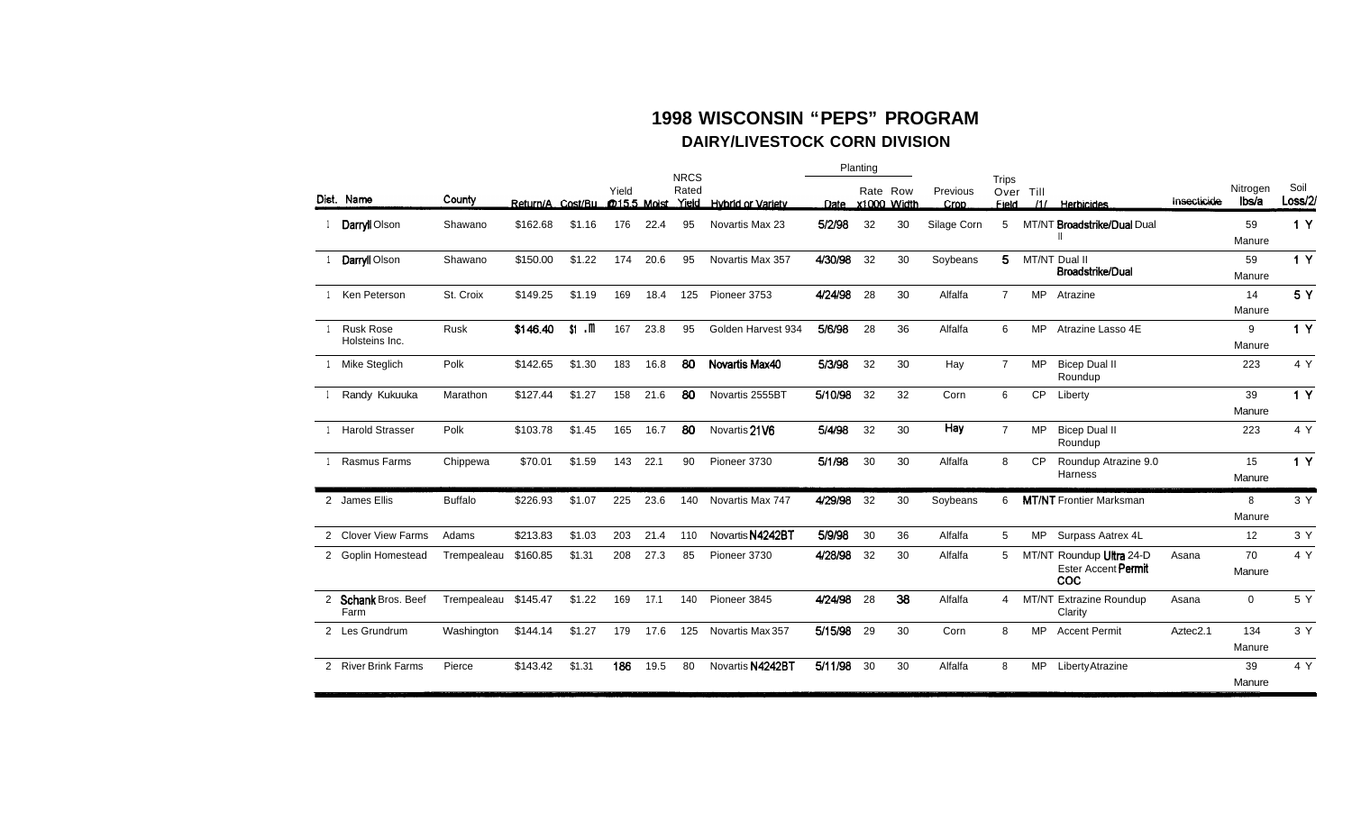# 1998 WISCONSIN "PEPS" PROGRAM

## DAIRY/LIVESTOCK CORN DIVISION

| Dist. | Name | County | Return/A | Cost/Bu | Yield @15.5 | Moist | NRCS Rated Yield | Hybrid or Variety | Planting Date | Rate x1000 | Row Width | Previous Crop | Trips Over Field | Till /1/ | Herbicides | Insecticide | Nitrogen lbs/a | Soil Loss/2/ |
|---|---|---|---|---|---|---|---|---|---|---|---|---|---|---|---|---|---|---|
| 1 | Darryll Olson | Shawano | $162.68 | $1.16 | 176 | 22.4 | 95 | Novartis Max 23 | 5/2/98 | 32 | 30 | Silage Corn | 5 | MT/NT | Broadstrike/Dual Dual II | | 59 Manure | 1 Y |
| 1 | Darryll Olson | Shawano | $150.00 | $1.22 | 174 | 20.6 | 95 | Novartis Max 357 | 4/30/98 | 32 | 30 | Soybeans | 5 | MT/NT | Dual II Broadstrike/Dual | | 59 Manure | 1 Y |
| 1 | Ken Peterson | St. Croix | $149.25 | $1.19 | 169 | 18.4 | 125 | Pioneer 3753 | 4/24/98 | 28 | 30 | Alfalfa | 7 | MP | Atrazine | | 14 Manure | 5 Y |
| 1 | Rusk Rose Holsteins Inc. | Rusk | $146.40 | $1 .ll | 167 | 23.8 | 95 | Golden Harvest 934 | 5/6/98 | 28 | 36 | Alfalfa | 6 | MP | Atrazine Lasso 4E | | 9 Manure | 1 Y |
| 1 | Mike Steglich | Polk | $142.65 | $1.30 | 183 | 16.8 | 80 | Novartis Max40 | 5/3/98 | 32 | 30 | Hay | 7 | MP | Bicep Dual II Roundup | | 223 | 4 Y |
| 1 | Randy Kukuuka | Marathon | $127.44 | $1.27 | 158 | 21.6 | 80 | Novartis 2555BT | 5/10/98 | 32 | 32 | Corn | 6 | CP | Liberty | | 39 Manure | 1 Y |
| 1 | Harold Strasser | Polk | $103.78 | $1.45 | 165 | 16.7 | 80 | Novartis 21V6 | 5/4/98 | 32 | 30 | Hay | 7 | MP | Bicep Dual II Roundup | | 223 | 4 Y |
| 1 | Rasmus Farms | Chippewa | $70.01 | $1.59 | 143 | 22.1 | 90 | Pioneer 3730 | 5/1/98 | 30 | 30 | Alfalfa | 8 | CP | Roundup Atrazine 9.0 Harness | | 15 Manure | 1 Y |
| 2 | James Ellis | Buffalo | $226.93 | $1.07 | 225 | 23.6 | 140 | Novartis Max 747 | 4/29/98 | 32 | 30 | Soybeans | 6 | MT/NT | Frontier Marksman | | 8 Manure | 3 Y |
| 2 | Clover View Farms | Adams | $213.83 | $1.03 | 203 | 21.4 | 110 | Novartis N4242BT | 5/9/98 | 30 | 36 | Alfalfa | 5 | MP | Surpass Aatrex 4L | | 12 | 3 Y |
| 2 | Goplin Homestead | Trempealeau | $160.85 | $1.31 | 208 | 27.3 | 85 | Pioneer 3730 | 4/28/98 | 32 | 30 | Alfalfa | 5 | MT/NT | Roundup Ultra 24-D Ester Accent Permit COC | Asana | 70 Manure | 4 Y |
| 2 | Schank Bros. Beef Farm | Trempealeau | $145.47 | $1.22 | 169 | 17.1 | 140 | Pioneer 3845 | 4/24/98 | 28 | 38 | Alfalfa | 4 | MT/NT | Extrazine Roundup Clarity | Asana | 0 | 5 Y |
| 2 | Les Grundrum | Washington | $144.14 | $1.27 | 179 | 17.6 | 125 | Novartis Max 357 | 5/15/98 | 29 | 30 | Corn | 8 | MP | Accent Permit | Aztec2.1 | 134 Manure | 3 Y |
| 2 | River Brink Farms | Pierce | $143.42 | $1.31 | 186 | 19.5 | 80 | Novartis N4242BT | 5/11/98 | 30 | 30 | Alfalfa | 8 | MP | Liberty Atrazine | | 39 Manure | 4 Y |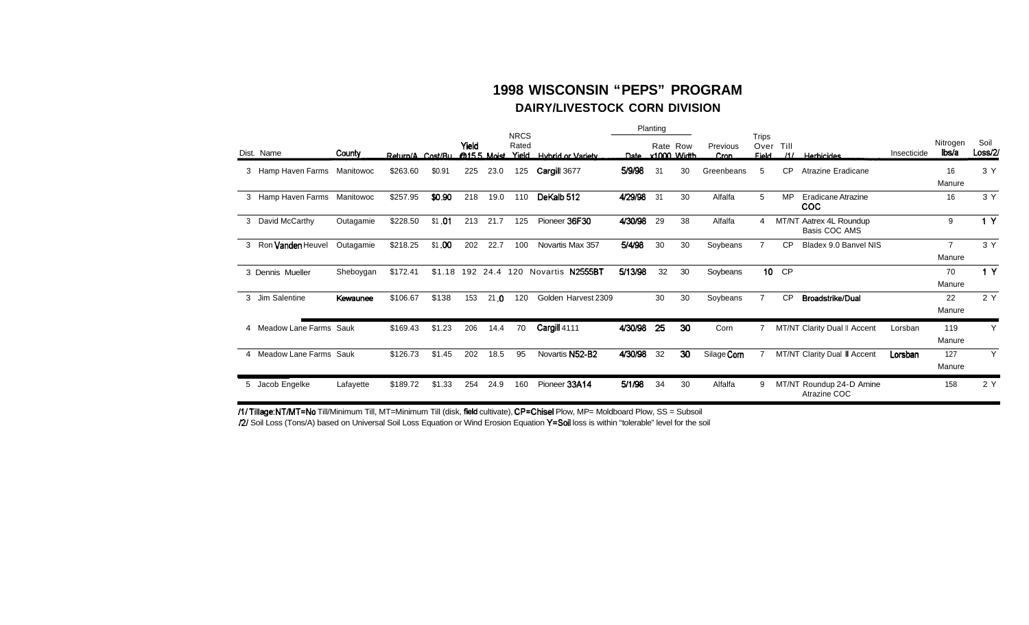# 1998 WISCONSIN "PEPS" PROGRAM

## DAIRY/LIVESTOCK CORN DIVISION

| Dist. | Name | County | Return/A | Cost/Bu | Yield @15.5 | Moist | NRCS Rated Yield | Hybrid or Variety | Planting Date | Planting Rate x1000 | Planting Row Width | Previous Crop | Trips Over Field | Till /1/ | Herbicides | Insecticide | Nitrogen lbs/a | Soil Loss/2/ |
|---|---|---|---|---|---|---|---|---|---|---|---|---|---|---|---|---|---|---|
| 3 | Hamp Haven Farms | Manitowoc | $263.60 | $0.91 | 225 | 23.0 | 125 | Cargill 3677 | 5/9/98 | 31 | 30 | Greenbeans | 5 | CP | Atrazine Eradicane | | 16 Manure | 3 Y |
| 3 | Hamp Haven Farms | Manitowoc | $257.95 | $0.90 | 218 | 19.0 | 110 | DeKalb 512 | 4/29/98 | 31 | 30 | Alfalfa | 5 | MP | Eradicane Atrazine COC | | 16 | 3 Y |
| 3 | David McCarthy | Outagamie | $228.50 | $1.01 | 213 | 21.7 | 125 | Pioneer 36F30 | 4/30/98 | 29 | 38 | Alfalfa | 4 | MT/NT | Aatrex 4L Roundup Basis COC AMS | | 9 | 1 Y |
| 3 | Ron Vanden Heuvel | Outagamie | $218.25 | $1.00 | 202 | 22.7 | 100 | Novartis Max 357 | 5/4/98 | 30 | 30 | Soybeans | 7 | CP | Bladex 9.0 Banvel NIS | | 7 Manure | 3 Y |
| 3 | Dennis Mueller | Sheboygan | $172.41 | $1.18 | 192 | 24.4 | 120 | Novartis N2555BT | 5/13/98 | 32 | 30 | Soybeans | 10 | CP | | | 70 Manure | 1 Y |
| 3 | Jim Salentine | Kewaunee | $106.67 | $138 | 153 | 21.0 | 120 | Golden Harvest 2309 | | 30 | 30 | Soybeans | 7 | CP | Broadstrike/Dual | | 22 Manure | 2 Y |
| 4 | Meadow Lane Farms | Sauk | $169.43 | $1.23 | 206 | 14.4 | 70 | Cargill 4111 | 4/30/98 | 25 | 30 | Corn | 7 | MT/NT | Clarity Dual II Accent | Lorsban | 119 Manure | Y |
| 4 | Meadow Lane Farms | Sauk | $126.73 | $1.45 | 202 | 18.5 | 95 | Novartis N52-B2 | 4/30/98 | 32 | 30 | Silage Corn | 7 | MT/NT | Clarity Dual II Accent | Lorsban | 127 Manure | Y |
| 5 | Jacob Engelke | Lafayette | $189.72 | $1.33 | 254 | 24.9 | 160 | Pioneer 33A14 | 5/1/98 | 34 | 30 | Alfalfa | 9 | MT/NT | Roundup 24-D Amine Atrazine COC | | 158 | 2 Y |

/1/ Tillage: NT/MT=No Till/Minimum Till, MT=Minimum Till (disk, field cultivate), CP=Chisel Plow, MP= Moldboard Plow, SS = Subsoil

/2/ Soil Loss (Tons/A) based on Universal Soil Loss Equation or Wind Erosion Equation Y=Soil loss is within "tolerable" level for the soil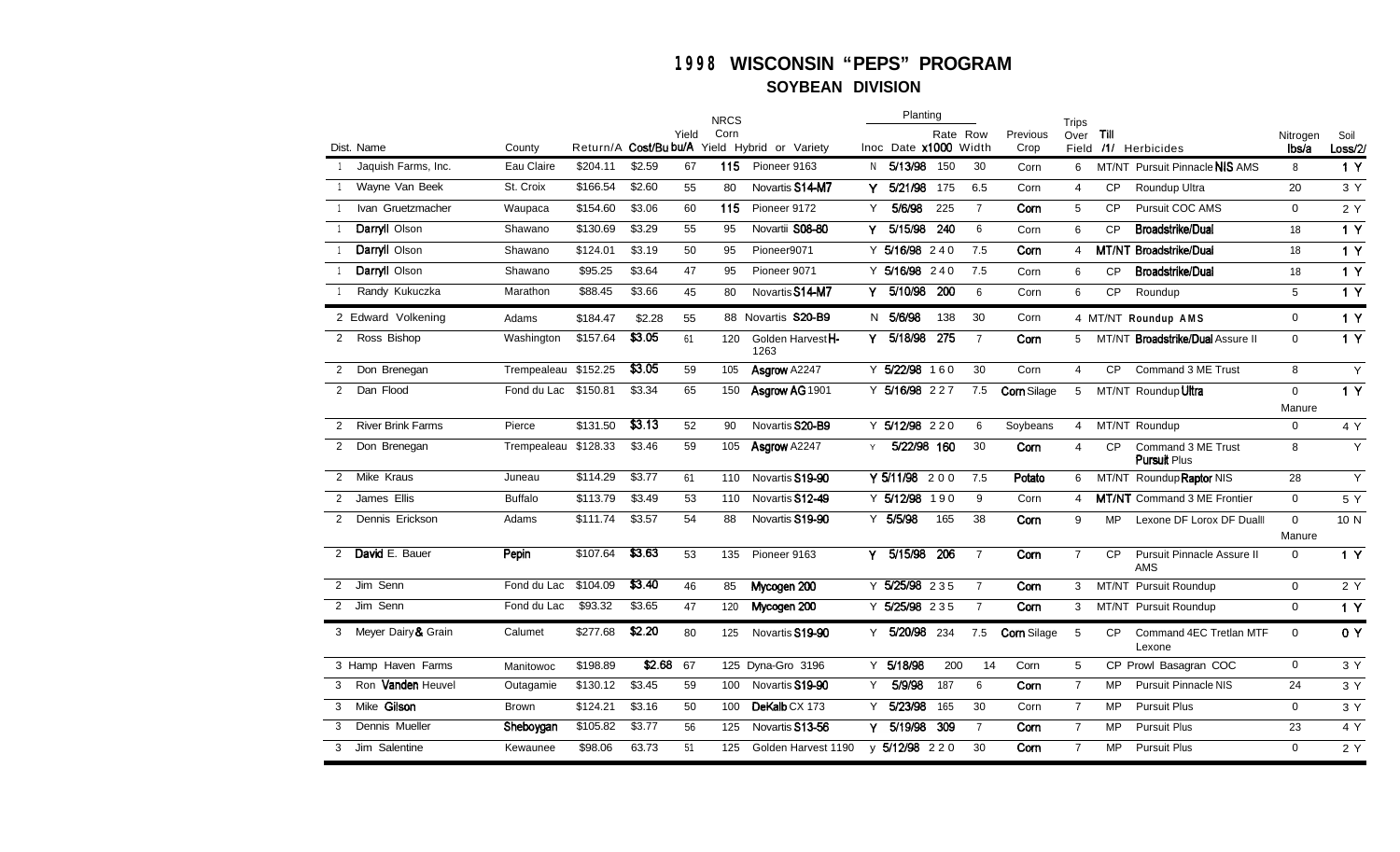# 1998 WISCONSIN "PEPS" PROGRAM

## SOYBEAN DIVISION

| Dist. | Name | County | Return/A | Cost/Bu bu/A | Yield | NRCS Corn Yield | Hybrid or Variety | Inoc | Planting Date | Rate x1000 | Row Width | Previous Crop | Trips Over Field | Till /1/ | Herbicides | Nitrogen lbs/a | Soil Loss/2/ |
|---|---|---|---|---|---|---|---|---|---|---|---|---|---|---|---|---|---|
| 1 | Jaquish Farms, Inc. | Eau Claire | $204.11 | $2.59 | 67 | 115 | Pioneer 9163 | N | 5/13/98 | 150 | 30 | Corn | 6 | MT/NT | Pursuit Pinnacle NIS AMS | 8 | 1 Y |
| 1 | Wayne Van Beek | St. Croix | $166.54 | $2.60 | 55 | 80 | Novartis S14-M7 | Y | 5/21/98 | 175 | 6.5 | Corn | 4 | CP | Roundup Ultra | 20 | 3 Y |
| 1 | Ivan Gruetzmacher | Waupaca | $154.60 | $3.06 | 60 | 115 | Pioneer 9172 | Y | 5/6/98 | 225 | 7 | Corn | 5 | CP | Pursuit COC AMS | 0 | 2 Y |
| 1 | Darryll Olson | Shawano | $130.69 | $3.29 | 55 | 95 | Novartii S08-80 | Y | 5/15/98 | 240 | 6 | Corn | 6 | CP | Broadstrike/Dual | 18 | 1 Y |
| 1 | Darryll Olson | Shawano | $124.01 | $3.19 | 50 | 95 | Pioneer9071 | Y | 5/16/98 | 240 | 7.5 | Corn | 4 | MT/NT | Broadstrike/Dual | 18 | 1 Y |
| 1 | Darryll Olson | Shawano | $95.25 | $3.64 | 47 | 95 | Pioneer 9071 | Y | 5/16/98 | 240 | 7.5 | Corn | 6 | CP | Broadstrike/Dual | 18 | 1 Y |
| 1 | Randy Kukuczka | Marathon | $88.45 | $3.66 | 45 | 80 | Novartis S14-M7 | Y | 5/10/98 | 200 | 6 | Corn | 6 | CP | Roundup | 5 | 1 Y |
| 2 | Edward Volkening | Adams | $184.47 | $2.28 | 55 | 88 | Novartis S20-B9 | N | 5/6/98 | 138 | 30 | Corn | 4 | MT/NT | Roundup AMS | 0 | 1 Y |
| 2 | Ross Bishop | Washington | $157.64 | $3.05 | 61 | 120 | Golden Harvest H-1263 | Y | 5/18/98 | 275 | 7 | Corn | 5 | MT/NT | Broadstrike/Dual Assure II | 0 | 1 Y |
| 2 | Don Brenegan | Trempealeau | $152.25 | $3.05 | 59 | 105 | Asgrow A2247 | Y | 5/22/98 | 160 | 30 | Corn | 4 | CP | Command 3 ME Trust | 8 | Y |
| 2 | Dan Flood | Fond du Lac | $150.81 | $3.34 | 65 | 150 | Asgrow AG 1901 | Y | 5/16/98 | 227 | 7.5 | Corn Silage | 5 | MT/NT | Roundup Ultra | 0 Manure | 1 Y |
| 2 | River Brink Farms | Pierce | $131.50 | $3.13 | 52 | 90 | Novartis S20-B9 | Y | 5/12/98 | 220 | 6 | Soybeans | 4 | MT/NT | Roundup | 0 | 4 Y |
| 2 | Don Brenegan | Trempealeau | $128.33 | $3.46 | 59 | 105 | Asgrow A2247 | Y | 5/22/98 | 160 | 30 | Corn | 4 | CP | Command 3 ME Trust Pursuit Plus | 8 | Y |
| 2 | Mike Kraus | Juneau | $114.29 | $3.77 | 61 | 110 | Novartis S19-90 | Y | 5/11/98 | 200 | 7.5 | Potato | 6 | MT/NT | Roundup Raptor NIS | 28 | Y |
| 2 | James Ellis | Buffalo | $113.79 | $3.49 | 53 | 110 | Novartis S12-49 | Y | 5/12/98 | 190 | 9 | Corn | 4 | MT/NT | Command 3 ME Frontier | 0 | 5 Y |
| 2 | Dennis Erickson | Adams | $111.74 | $3.57 | 54 | 88 | Novartis S19-90 | Y | 5/5/98 | 165 | 38 | Corn | 9 | MP | Lexone DF Lorox DF Duall | 0 Manure | 10 N |
| 2 | David E. Bauer | Pepin | $107.64 | $3.63 | 53 | 135 | Pioneer 9163 | Y | 5/15/98 | 206 | 7 | Corn | 7 | CP | Pursuit Pinnacle Assure II AMS | 0 | 1 Y |
| 2 | Jim Senn | Fond du Lac | $104.09 | $3.40 | 46 | 85 | Mycogen 200 | Y | 5/25/98 | 235 | 7 | Corn | 3 | MT/NT | Pursuit Roundup | 0 | 2 Y |
| 2 | Jim Senn | Fond du Lac | $93.32 | $3.65 | 47 | 120 | Mycogen 200 | Y | 5/25/98 | 235 | 7 | Corn | 3 | MT/NT | Pursuit Roundup | 0 | 1 Y |
| 3 | Meyer Dairy & Grain | Calumet | $277.68 | $2.20 | 80 | 125 | Novartis S19-90 | Y | 5/20/98 | 234 | 7.5 | Corn Silage | 5 | CP | Command 4EC Tretlan MTF Lexone | 0 | 0 Y |
| 3 | Hamp Haven Farms | Manitowoc | $198.89 | $2.68 | 67 | 125 | Dyna-Gro 3196 | Y | 5/18/98 | 200 | 14 | Corn | 5 | CP | Prowl Basagran COC | 0 | 3 Y |
| 3 | Ron Vanden Heuvel | Outagamie | $130.12 | $3.45 | 59 | 100 | Novartis S19-90 | Y | 5/9/98 | 187 | 6 | Corn | 7 | MP | Pursuit Pinnacle NIS | 24 | 3 Y |
| 3 | Mike Gilson | Brown | $124.21 | $3.16 | 50 | 100 | DeKalb CX 173 | Y | 5/23/98 | 165 | 30 | Corn | 7 | MP | Pursuit Plus | 0 | 3 Y |
| 3 | Dennis Mueller | Sheboygan | $105.82 | $3.77 | 56 | 125 | Novartis S13-56 | Y | 5/19/98 | 309 | 7 | Corn | 7 | MP | Pursuit Plus | 23 | 4 Y |
| 3 | Jim Salentine | Kewaunee | $98.06 | 63.73 | 51 | 125 | Golden Harvest 1190 | y | 5/12/98 | 220 | 30 | Corn | 7 | MP | Pursuit Plus | 0 | 2 Y |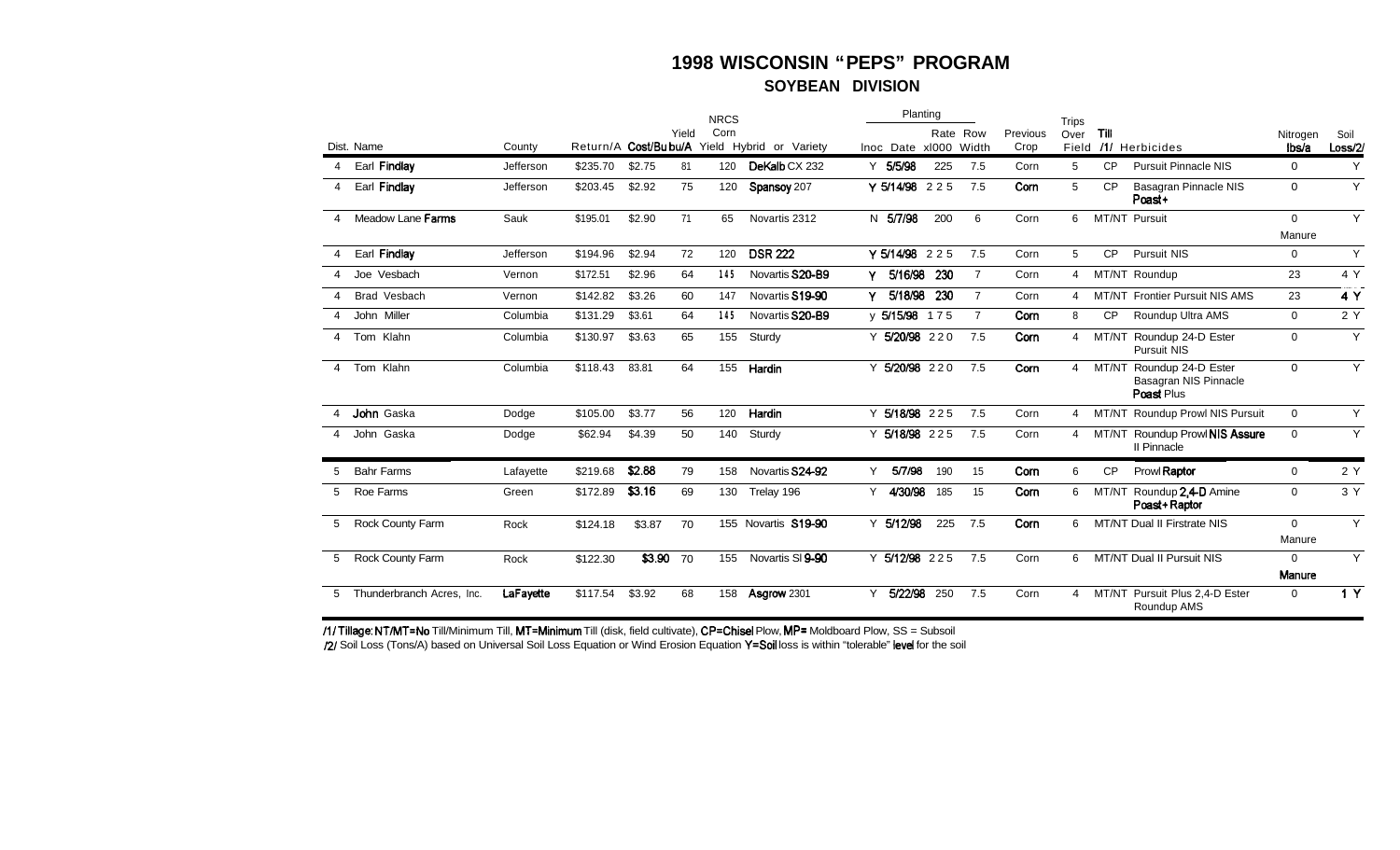# 1998 WISCONSIN "PEPS" PROGRAM

## SOYBEAN DIVISION

| Dist. | Name | County | Return/A | Cost/Bu bu/A | Yield | NRCS Corn Yield | Hybrid or Variety | Inoc | Planting Date | Rate x1000 | Row Width | Previous Crop | Trips Over Field | Till /1/ | Herbicides | Nitrogen lbs/a | Soil Loss/2/ |
|---|---|---|---|---|---|---|---|---|---|---|---|---|---|---|---|---|---|
| 4 | Earl Findlay | Jefferson | $235.70 | $2.75 | 81 | 120 | DeKalb CX 232 | Y | 5/5/98 | 225 | 7.5 | Corn | 5 | CP | Pursuit Pinnacle NIS | 0 | Y |
| 4 | Earl Findlay | Jefferson | $203.45 | $2.92 | 75 | 120 | Spansoy 207 | Y | 5/14/98 | 225 | 7.5 | Corn | 5 | CP | Basagran Pinnacle NIS Poast+ | 0 | Y |
| 4 | Meadow Lane Farms | Sauk | $195.01 | $2.90 | 71 | 65 | Novartis 2312 | N | 5/7/98 | 200 | 6 | Corn | 6 | MT/NT | Pursuit | 0 Manure | Y |
| 4 | Earl Findlay | Jefferson | $194.96 | $2.94 | 72 | 120 | DSR 222 | Y | 5/14/98 | 225 | 7.5 | Corn | 5 | CP | Pursuit NIS | 0 | Y |
| 4 | Joe Vesbach | Vernon | $172.51 | $2.96 | 64 | 145 | Novartis S20-B9 | Y | 5/16/98 | 230 | 7 | Corn | 4 | MT/NT | Roundup | 23 | 4 Y |
| 4 | Brad Vesbach | Vernon | $142.82 | $3.26 | 60 | 147 | Novartis S19-90 | Y | 5/18/98 | 230 | 7 | Corn | 4 | MT/NT | Frontier Pursuit NIS AMS | 23 | 4 Y |
| 4 | John Miller | Columbia | $131.29 | $3.61 | 64 | 145 | Novartis S20-B9 | y | 5/15/98 | 175 | 7 | Corn | 8 | CP | Roundup Ultra AMS | 0 | 2 Y |
| 4 | Tom Klahn | Columbia | $130.97 | $3.63 | 65 | 155 | Sturdy | Y | 5/20/98 | 220 | 7.5 | Corn | 4 | MT/NT | Roundup 24-D Ester Pursuit NIS | 0 | Y |
| 4 | Tom Klahn | Columbia | $118.43 | 83.81 | 64 | 155 | Hardin | Y | 5/20/98 | 220 | 7.5 | Corn | 4 | MT/NT | Roundup 24-D Ester Basagran NIS Pinnacle Poast Plus | 0 | Y |
| 4 | John Gaska | Dodge | $105.00 | $3.77 | 56 | 120 | Hardin | Y | 5/18/98 | 225 | 7.5 | Corn | 4 | MT/NT | Roundup Prowl NIS Pursuit | 0 | Y |
| 4 | John Gaska | Dodge | $62.94 | $4.39 | 50 | 140 | Sturdy | Y | 5/18/98 | 225 | 7.5 | Corn | 4 | MT/NT | Roundup Prowl NIS Assure II Pinnacle | 0 | Y |
| 5 | Bahr Farms | Lafayette | $219.68 | $2.88 | 79 | 158 | Novartis S24-92 | Y | 5/7/98 | 190 | 15 | Corn | 6 | CP | Prowl Raptor | 0 | 2 Y |
| 5 | Roe Farms | Green | $172.89 | $3.16 | 69 | 130 | Trelay 196 | Y | 4/30/98 | 185 | 15 | Corn | 6 | MT/NT | Roundup 2,4-D Amine Poast+ Raptor | 0 | 3 Y |
| 5 | Rock County Farm | Rock | $124.18 | $3.87 | 70 | 155 | Novartis S19-90 | Y | 5/12/98 | 225 | 7.5 | Corn | 6 | MT/NT | Dual II Firstrate NIS | 0 Manure | Y |
| 5 | Rock County Farm | Rock | $122.30 | $3.90 | 70 | 155 | Novartis SI 9-90 | Y | 5/12/98 | 225 | 7.5 | Corn | 6 | MT/NT | Dual II Pursuit NIS | 0 Manure | Y |
| 5 | Thunderbranch Acres, Inc. | LaFayette | $117.54 | $3.92 | 68 | 158 | Asgrow 2301 | Y | 5/22/98 | 250 | 7.5 | Corn | 4 | MT/NT | Pursuit Plus 2,4-D Ester Roundup AMS | 0 | 1 Y |

/1/ Tillage: NT/MT=No Till/Minimum Till, MT=Minimum Till (disk, field cultivate), CP=Chisel Plow, MP= Moldboard Plow, SS = Subsoil

/2/ Soil Loss (Tons/A) based on Universal Soil Loss Equation or Wind Erosion Equation Y=Soil loss is within "tolerable" level for the soil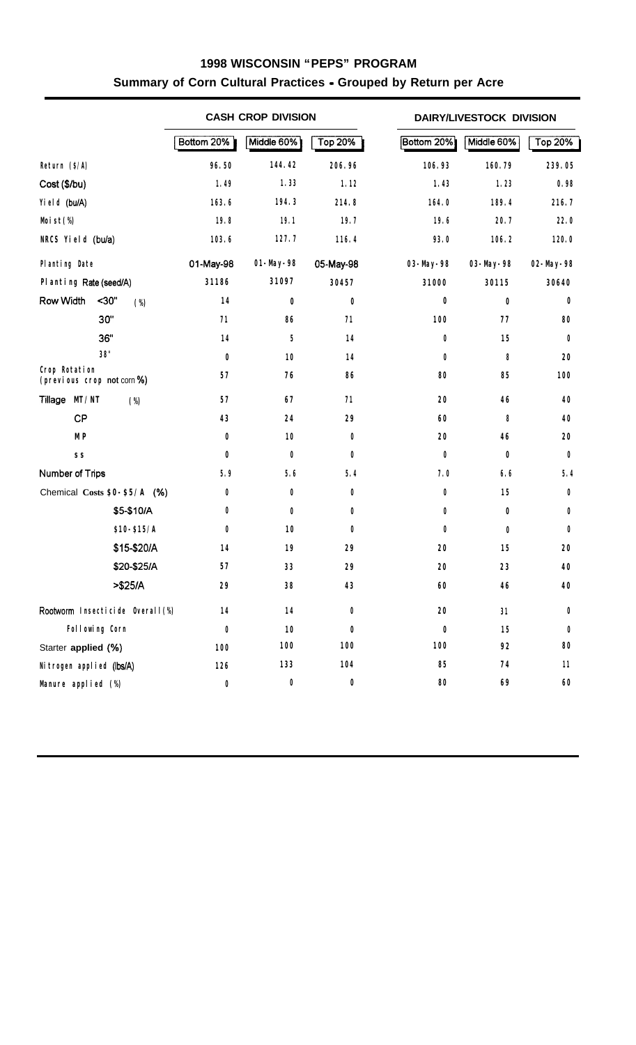# 1998 WISCONSIN "PEPS" PROGRAM

## Summary of Corn Cultural Practices - Grouped by Return per Acre

| | CASH CROP DIVISION | | | DAIRY/LIVESTOCK DIVISION | | |
|---|---|---|---|---|---|---|
| | Bottom 20% | Middle 60% | Top 20% | Bottom 20% | Middle 60% | Top 20% |
| Return ($/A) | 96.50 | 144.42 | 206.96 | 106.93 | 160.79 | 239.05 |
| Cost ($/bu) | 1.49 | 1.33 | 1.12 | 1.43 | 1.23 | 0.98 |
| Yield (bu/A) | 163.6 | 194.3 | 214.8 | 164.0 | 189.4 | 216.7 |
| Moist (%) | 19.8 | 19.1 | 19.7 | 19.6 | 20.7 | 22.0 |
| NRCS Yield (bu/a) | 103.6 | 127.7 | 116.4 | 93.0 | 106.2 | 120.0 |
| Planting Date | 01-May-98 | 01-May-98 | 05-May-98 | 03-May-98 | 03-May-98 | 02-May-98 |
| Planting Rate (seed/A) | 31186 | 31097 | 30457 | 31000 | 30115 | 30640 |
| Row Width <30" (%) | 14 | 0 | 0 | 0 | 0 | 0 |
| 30" | 71 | 86 | 71 | 100 | 77 | 80 |
| 36" | 14 | 5 | 14 | 0 | 15 | 0 |
| 38" | 0 | 10 | 14 | 0 | 8 | 20 |
| Crop Rotation (previous crop not corn %) | 57 | 76 | 86 | 80 | 85 | 100 |
| Tillage MT/NT (%) | 57 | 67 | 71 | 20 | 46 | 40 |
| CP | 43 | 24 | 29 | 60 | 8 | 40 |
| MP | 0 | 10 | 0 | 20 | 46 | 20 |
| SS | 0 | 0 | 0 | 0 | 0 | 0 |
| Number of Trips | 5.9 | 5.6 | 5.4 | 7.0 | 6.6 | 5.4 |
| Chemical Costs $0-$5/A (%) | 0 | 0 | 0 | 0 | 15 | 0 |
| $5-$10/A | 0 | 0 | 0 | 0 | 0 | 0 |
| $10-$15/A | 0 | 10 | 0 | 0 | 0 | 0 |
| $15-$20/A | 14 | 19 | 29 | 20 | 15 | 20 |
| $20-$25/A | 57 | 33 | 29 | 20 | 23 | 40 |
| >$25/A | 29 | 38 | 43 | 60 | 46 | 40 |
| Rootworm Insecticide Overall (%) | 14 | 14 | 0 | 20 | 31 | 0 |
| Following Corn | 0 | 10 | 0 | 0 | 15 | 0 |
| Starter applied (%) | 100 | 100 | 100 | 100 | 92 | 80 |
| Nitrogen applied (lbs/A) | 126 | 133 | 104 | 85 | 74 | 11 |
| Manure applied (%) | 0 | 0 | 0 | 80 | 69 | 60 |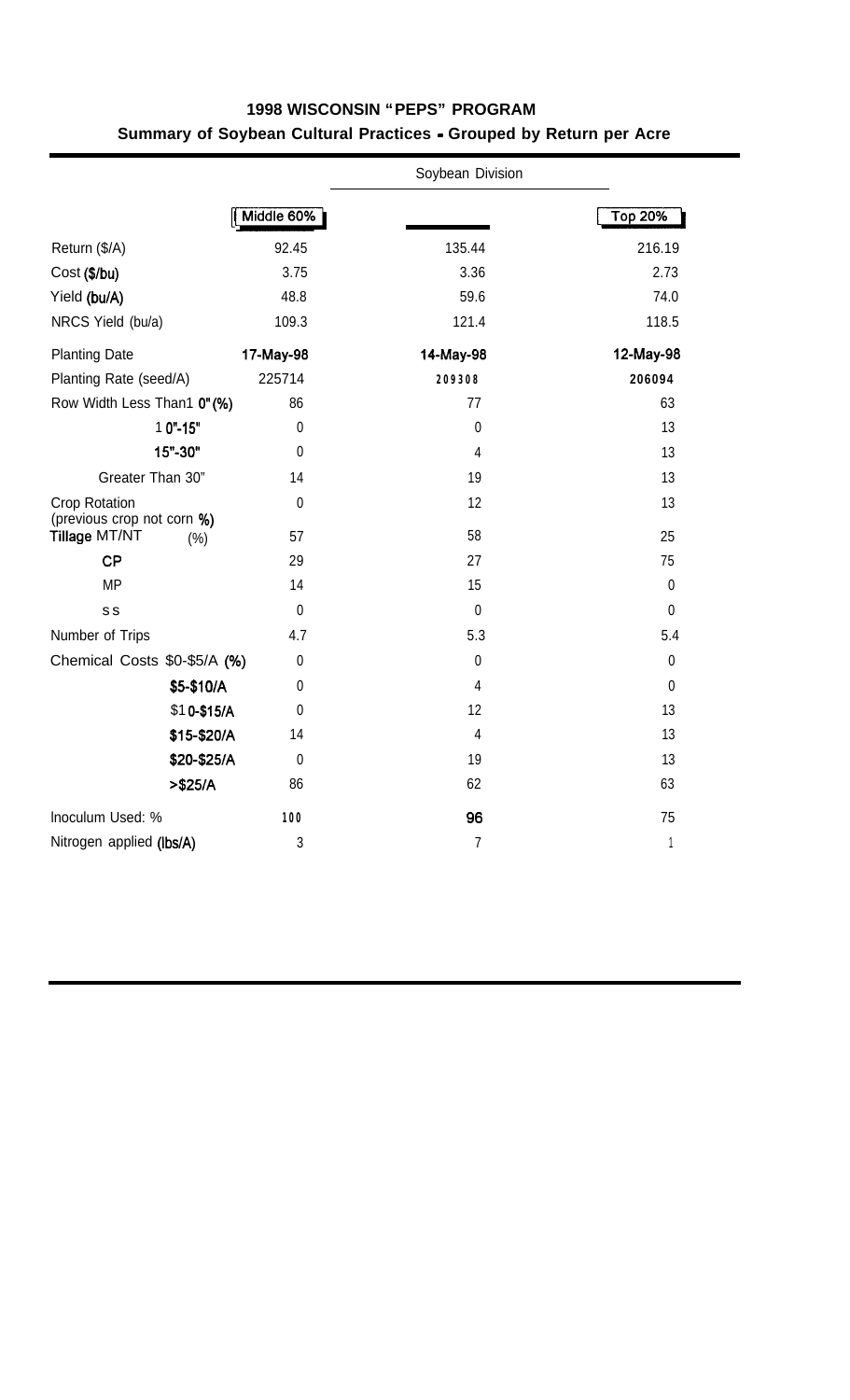## 1998 WISCONSIN "PEPS" PROGRAM

### Summary of Soybean Cultural Practices - Grouped by Return per Acre

| | Soybean Division | | |
|---|---|---|---|
| | Middle 60% | | Top 20% |
| Return ($/A) | 92.45 | 135.44 | 216.19 |
| Cost ($/bu) | 3.75 | 3.36 | 2.73 |
| Yield (bu/A) | 48.8 | 59.6 | 74.0 |
| NRCS Yield (bu/a) | 109.3 | 121.4 | 118.5 |
| Planting Date | 17-May-98 | 14-May-98 | 12-May-98 |
| Planting Rate (seed/A) | 225714 | 209308 | 206094 |
| Row Width Less Than1 0" (%) | 86 | 77 | 63 |
| 1 0"-15" | 0 | 0 | 13 |
| 15"-30" | 0 | 4 | 13 |
| Greater Than 30" | 14 | 19 | 13 |
| Crop Rotation (previous crop not corn %) | 0 | 12 | 13 |
| Tillage MT/NT (%) | 57 | 58 | 25 |
| CP | 29 | 27 | 75 |
| MP | 14 | 15 | 0 |
| SS | 0 | 0 | 0 |
| Number of Trips | 4.7 | 5.3 | 5.4 |
| Chemical Costs $0-$5/A (%) | 0 | 0 | 0 |
| $5-$10/A | 0 | 4 | 0 |
| $1 0-$15/A | 0 | 12 | 13 |
| $15-$20/A | 14 | 4 | 13 |
| $20-$25/A | 0 | 19 | 13 |
| >$25/A | 86 | 62 | 63 |
| Inoculum Used: % | 100 | 96 | 75 |
| Nitrogen applied (lbs/A) | 3 | 7 | 1 |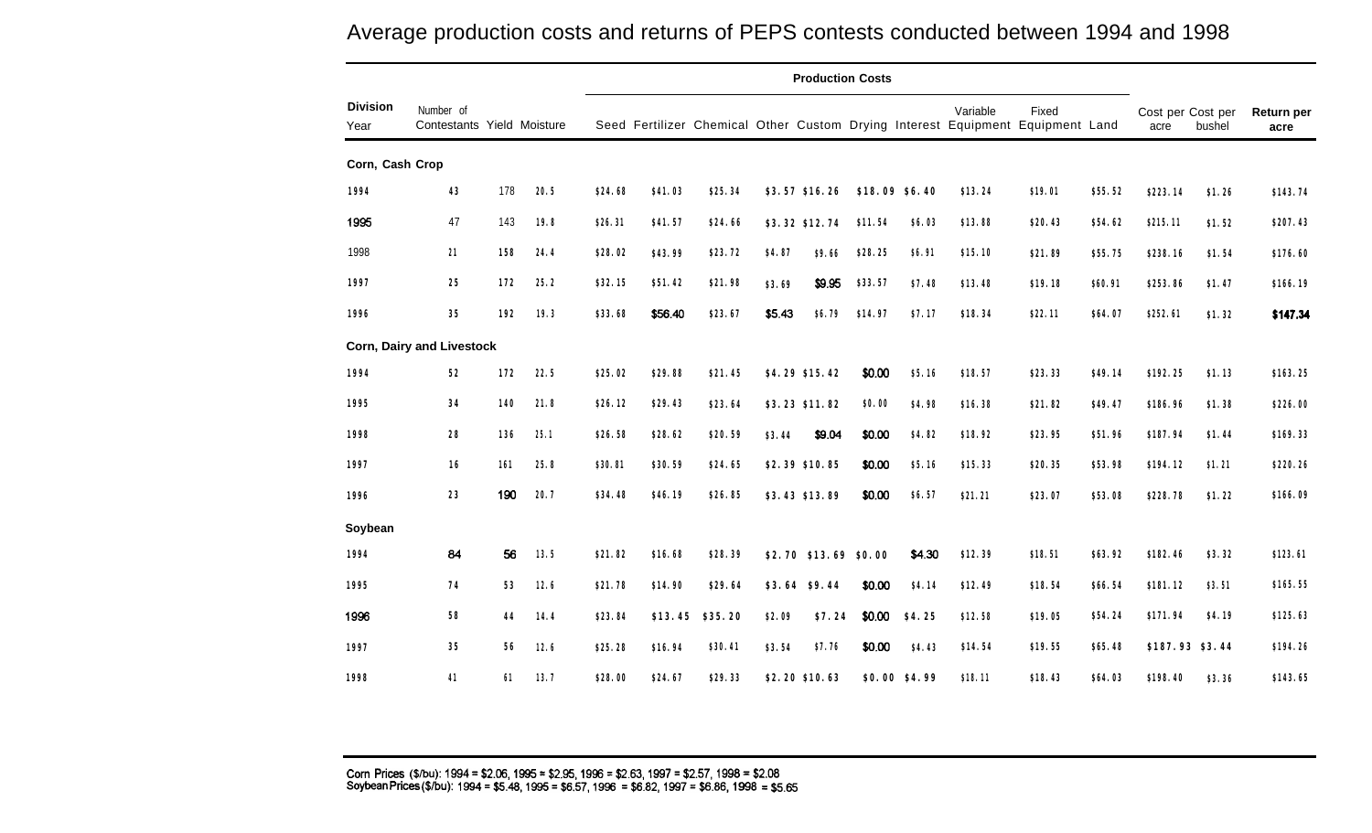## Average production costs and returns of PEPS contests conducted between 1994 and 1998

| Division Year | Number of Contestants | Yield | Moisture | Production Costs | | | | | | | | | | Cost per acre | Cost per bushel | Return per acre |
|---|---|---|---|---|---|---|---|---|---|---|---|---|---|---|---|---|
| | | | | Seed | Fertilizer | Chemical | Other | Custom | Drying | Interest | Variable Equipment | Fixed Equipment | Land | | | |
| **Corn, Cash Crop** | | | | | | | | | | | | | | | | |
| 1994 | 43 | 178 | 20.5 | $24.68 | $41.03 | $25.34 | $3.57 | $16.26 | $18.09 | $6.40 | $13.24 | $19.01 | $55.52 | $223.14 | $1.26 | $143.74 |
| 1995 | 47 | 143 | 19.8 | $26.31 | $41.57 | $24.66 | $3.32 | $12.74 | $11.54 | $6.03 | $13.88 | $20.43 | $54.62 | $215.11 | $1.52 | $207.43 |
| 1998 | 21 | 158 | 24.4 | $28.02 | $43.99 | $23.72 | $4.87 | $9.66 | $28.25 | $6.91 | $15.10 | $21.89 | $55.75 | $238.16 | $1.54 | $176.60 |
| 1997 | 25 | 172 | 25.2 | $32.15 | $51.42 | $21.98 | $3.69 | $9.95 | $33.57 | $7.48 | $13.48 | $19.18 | $60.91 | $253.86 | $1.47 | $166.19 |
| 1996 | 35 | 192 | 19.3 | $33.68 | $56.40 | $23.67 | $5.43 | $6.79 | $14.97 | $7.17 | $18.34 | $22.11 | $64.07 | $252.61 | $1.32 | $147.34 |
| **Corn, Dairy and Livestock** | | | | | | | | | | | | | | | | |
| 1994 | 52 | 172 | 22.5 | $25.02 | $29.88 | $21.45 | $4.29 | $15.42 | $0.00 | $5.16 | $18.57 | $23.33 | $49.14 | $192.25 | $1.13 | $163.25 |
| 1995 | 34 | 140 | 21.8 | $26.12 | $29.43 | $23.64 | $3.23 | $11.82 | $0.00 | $4.98 | $16.38 | $21.82 | $49.47 | $186.96 | $1.38 | $226.00 |
| 1998 | 28 | 136 | 25.1 | $26.58 | $28.62 | $20.59 | $3.44 | $9.04 | $0.00 | $4.82 | $18.92 | $23.95 | $51.96 | $187.94 | $1.44 | $169.33 |
| 1997 | 16 | 161 | 25.8 | $30.81 | $30.59 | $24.65 | $2.39 | $10.85 | $0.00 | $5.16 | $15.33 | $20.35 | $53.98 | $194.12 | $1.21 | $220.26 |
| 1996 | 23 | 190 | 20.7 | $34.48 | $46.19 | $26.85 | $3.43 | $13.89 | $0.00 | $6.57 | $21.21 | $23.07 | $53.08 | $228.78 | $1.22 | $166.09 |
| **Soybean** | | | | | | | | | | | | | | | | |
| 1994 | 84 | 56 | 13.5 | $21.82 | $16.68 | $28.39 | $2.70 | $13.69 | $0.00 | $4.30 | $12.39 | $18.51 | $63.92 | $182.46 | $3.32 | $123.61 |
| 1995 | 74 | 53 | 12.6 | $21.78 | $14.90 | $29.64 | $3.64 | $9.44 | $0.00 | $4.14 | $12.49 | $18.54 | $66.54 | $181.12 | $3.51 | $165.55 |
| 1996 | 58 | 44 | 14.4 | $23.84 | $13.45 | $35.20 | $2.09 | $7.24 | $0.00 | $4.25 | $12.58 | $19.05 | $54.24 | $171.94 | $4.19 | $125.63 |
| 1997 | 35 | 56 | 12.6 | $25.28 | $16.94 | $30.41 | $3.54 | $7.76 | $0.00 | $4.43 | $14.54 | $19.55 | $65.48 | $187.93 | $3.44 | $194.26 |
| 1998 | 41 | 61 | 13.7 | $28.00 | $24.67 | $29.33 | $2.20 | $10.63 | $0.00 | $4.99 | $18.11 | $18.43 | $64.03 | $198.40 | $3.36 | $143.65 |

Corn Prices ($/bu): 1994 = $2.06, 1995 = $2.95, 1996 = $2.63, 1997 = $2.57, 1998 = $2.08
Soybean Prices ($/bu): 1994 = $5.48, 1995 = $6.57, 1996 = $6.82, 1997 = $6.86, 1998 = $5.65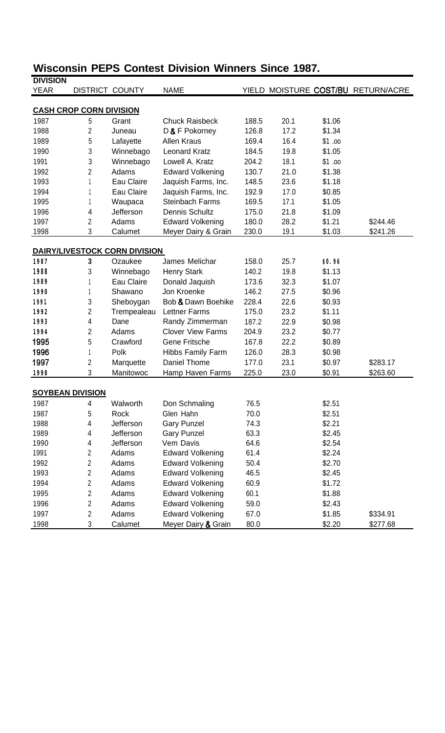## Wisconsin PEPS Contest Division Winners Since 1987.

| DIVISION YEAR | DISTRICT | COUNTY | NAME | YIELD | MOISTURE | COST/BU | RETURN/ACRE |
|---|---|---|---|---|---|---|---|
| **CASH CROP CORN DIVISION** | | | | | | | |
| 1987 | 5 | Grant | Chuck Raisbeck | 188.5 | 20.1 | $1.06 | |
| 1988 | 2 | Juneau | D & F Pokorney | 126.8 | 17.2 | $1.34 | |
| 1989 | 5 | Lafayette | Allen Kraus | 169.4 | 16.4 | $1 .00 | |
| 1990 | 3 | Winnebago | Leonard Kratz | 184.5 | 19.8 | $1.05 | |
| 1991 | 3 | Winnebago | Lowell A. Kratz | 204.2 | 18.1 | $1 .00 | |
| 1992 | 2 | Adams | Edward Volkening | 130.7 | 21.0 | $1.38 | |
| 1993 | 1 | Eau Claire | Jaquish Farms, Inc. | 148.5 | 23.6 | $1.18 | |
| 1994 | 1 | Eau Claire | Jaquish Farms, Inc. | 192.9 | 17.0 | $0.85 | |
| 1995 | 1 | Waupaca | Steinbach Farms | 169.5 | 17.1 | $1.05 | |
| 1996 | 4 | Jefferson | Dennis Schultz | 175.0 | 21.8 | $1.09 | |
| 1997 | 2 | Adams | Edward Volkening | 180.0 | 28.2 | $1.21 | $244.46 |
| 1998 | 3 | Calumet | Meyer Dairy & Grain | 230.0 | 19.1 | $1.03 | $241.26 |
| **DAIRY/LIVESTOCK CORN DIVISION** | | | | | | | |
| 1987 | 3 | Ozaukee | James Melichar | 158.0 | 25.7 | $0.96 | |
| 1988 | 3 | Winnebago | Henry Stark | 140.2 | 19.8 | $1.13 | |
| 1989 | 1 | Eau Claire | Donald Jaquish | 173.6 | 32.3 | $1.07 | |
| 1990 | 1 | Shawano | Jon Kroenke | 146.2 | 27.5 | $0.96 | |
| 1991 | 3 | Sheboygan | Bob & Dawn Boehike | 228.4 | 22.6 | $0.93 | |
| 1992 | 2 | Trempealeau | Lettner Farms | 175.0 | 23.2 | $1.11 | |
| 1993 | 4 | Dane | Randy Zimmerman | 187.2 | 22.9 | $0.98 | |
| 1994 | 2 | Adams | Clover View Farms | 204.9 | 23.2 | $0.77 | |
| 1995 | 5 | Crawford | Gene Fritsche | 167.8 | 22.2 | $0.89 | |
| 1996 | 1 | Polk | Hibbs Family Farm | 126.0 | 28.3 | $0.98 | |
| 1997 | 2 | Marquette | Daniel Thome | 177.0 | 23.1 | $0.97 | $283.17 |
| 1998 | 3 | Manitowoc | Hamp Haven Farms | 225.0 | 23.0 | $0.91 | $263.60 |
| **SOYBEAN DIVISION** | | | | | | | |
| 1987 | 4 | Walworth | Don Schmaling | 76.5 | | $2.51 | |
| 1987 | 5 | Rock | Glen Hahn | 70.0 | | $2.51 | |
| 1988 | 4 | Jefferson | Gary Punzel | 74.3 | | $2.21 | |
| 1989 | 4 | Jefferson | Gary Punzel | 63.3 | | $2.45 | |
| 1990 | 4 | Jefferson | Vem Davis | 64.6 | | $2.54 | |
| 1991 | 2 | Adams | Edward Volkening | 61.4 | | $2.24 | |
| 1992 | 2 | Adams | Edward Volkening | 50.4 | | $2.70 | |
| 1993 | 2 | Adams | Edward Volkening | 46.5 | | $2.45 | |
| 1994 | 2 | Adams | Edward Volkening | 60.9 | | $1.72 | |
| 1995 | 2 | Adams | Edward Volkening | 60.1 | | $1.88 | |
| 1996 | 2 | Adams | Edward Volkening | 59.0 | | $2.43 | |
| 1997 | 2 | Adams | Edward Volkening | 67.0 | | $1.85 | $334.91 |
| 1998 | 3 | Calumet | Meyer Dairy & Grain | 80.0 | | $2.20 | $277.68 |